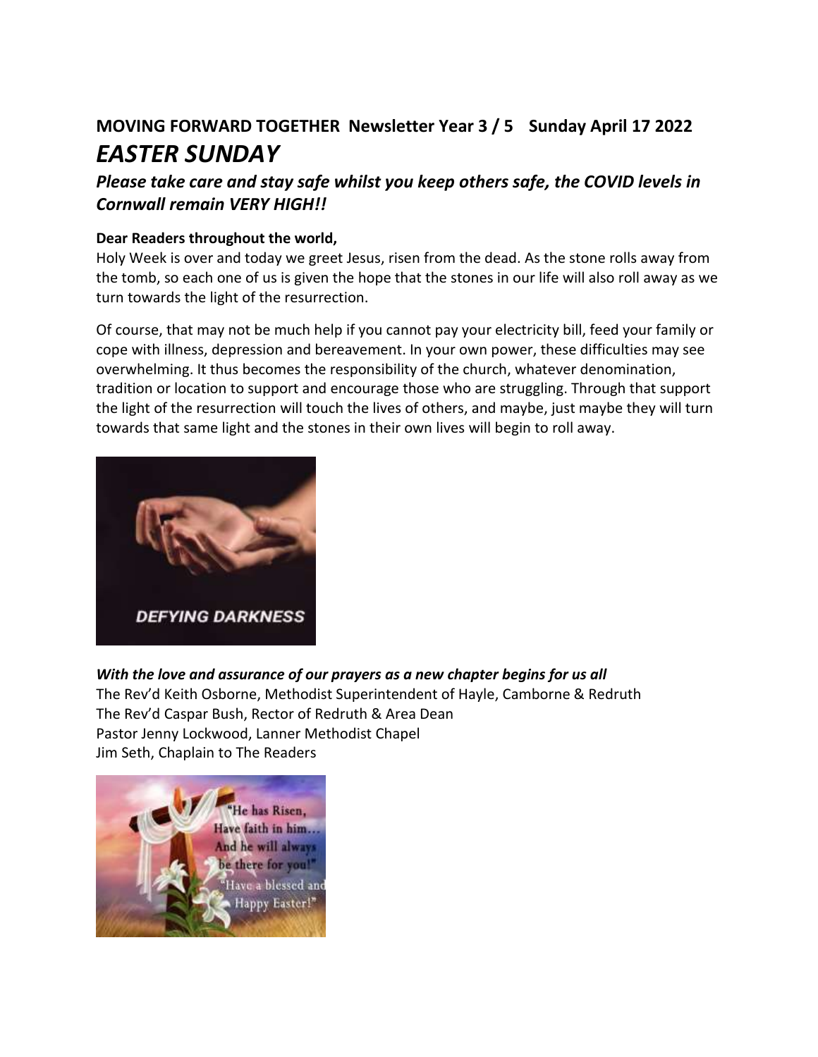## MOVING FORWARD TOGETHER Newsletter Year 3 / 5 Sunday April 17 2022

# *EASTER SUNDAY*

### *Please take care and stay safe whilst you keep others safe, the COVID levels in Cornwall remain VERY HIGH!!*

**Dear Readers throughout the world,**

Holy Week is over and today we greet Jesus, risen from the dead. As the stone rolls away from the tomb, so each one of us is given the hope that the stones in our life will also roll away as we turn towards the light of the resurrection.

Of course, that may not be much help if you cannot pay your electricity bill, feed your family or cope with illness, depression and bereavement. In your own power, these difficulties may see overwhelming. It thus becomes the responsibility of the church, whatever denomination, tradition or location to support and encourage those who are struggling. Through that support the light of the resurrection will touch the lives of others, and maybe, just maybe they will turn towards that same light and the stones in their own lives will begin to roll away.

***With the love and assurance of our prayers as a new chapter begins for us all***

The Rev'd Keith Osborne, Methodist Superintendent of Hayle, Camborne & Redruth
The Rev'd Caspar Bush, Rector of Redruth & Area Dean
Pastor Jenny Lockwood, Lanner Methodist Chapel
Jim Seth, Chaplain to The Readers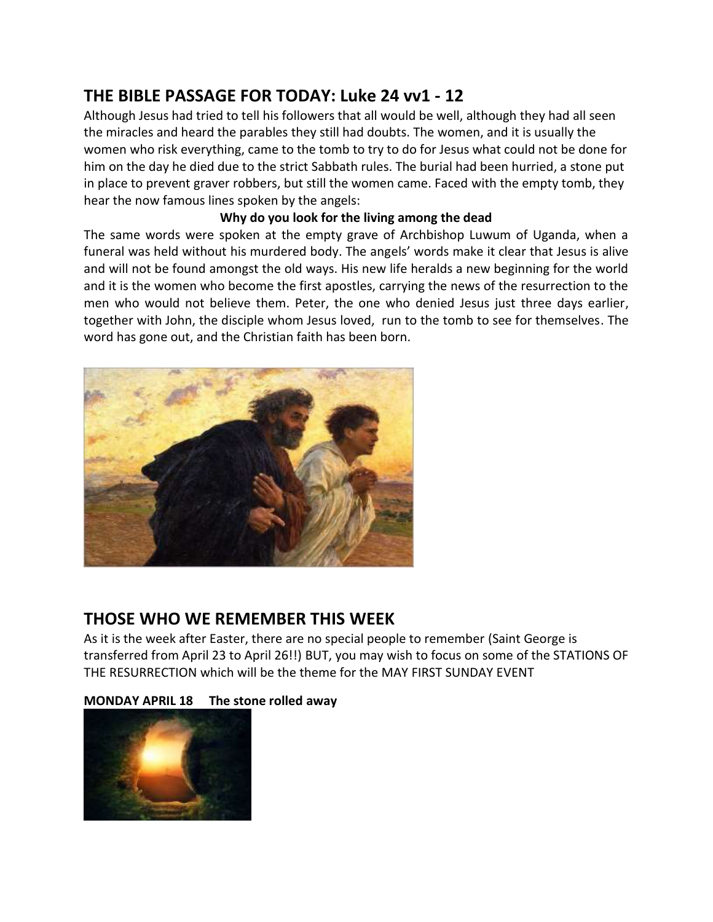## THE BIBLE PASSAGE FOR TODAY: Luke 24 vv1 - 12

Although Jesus had tried to tell his followers that all would be well, although they had all seen the miracles and heard the parables they still had doubts. The women, and it is usually the women who risk everything, came to the tomb to try to do for Jesus what could not be done for him on the day he died due to the strict Sabbath rules. The burial had been hurried, a stone put in place to prevent graver robbers, but still the women came. Faced with the empty tomb, they hear the now famous lines spoken by the angels:

**Why do you look for the living among the dead**

The same words were spoken at the empty grave of Archbishop Luwum of Uganda, when a funeral was held without his murdered body. The angels' words make it clear that Jesus is alive and will not be found amongst the old ways. His new life heralds a new beginning for the world and it is the women who become the first apostles, carrying the news of the resurrection to the men who would not believe them. Peter, the one who denied Jesus just three days earlier, together with John, the disciple whom Jesus loved, run to the tomb to see for themselves. The word has gone out, and the Christian faith has been born.

## THOSE WHO WE REMEMBER THIS WEEK

As it is the week after Easter, there are no special people to remember (Saint George is transferred from April 23 to April 26!!) BUT, you may wish to focus on some of the STATIONS OF THE RESURRECTION which will be the theme for the MAY FIRST SUNDAY EVENT

**MONDAY APRIL 18 The stone rolled away**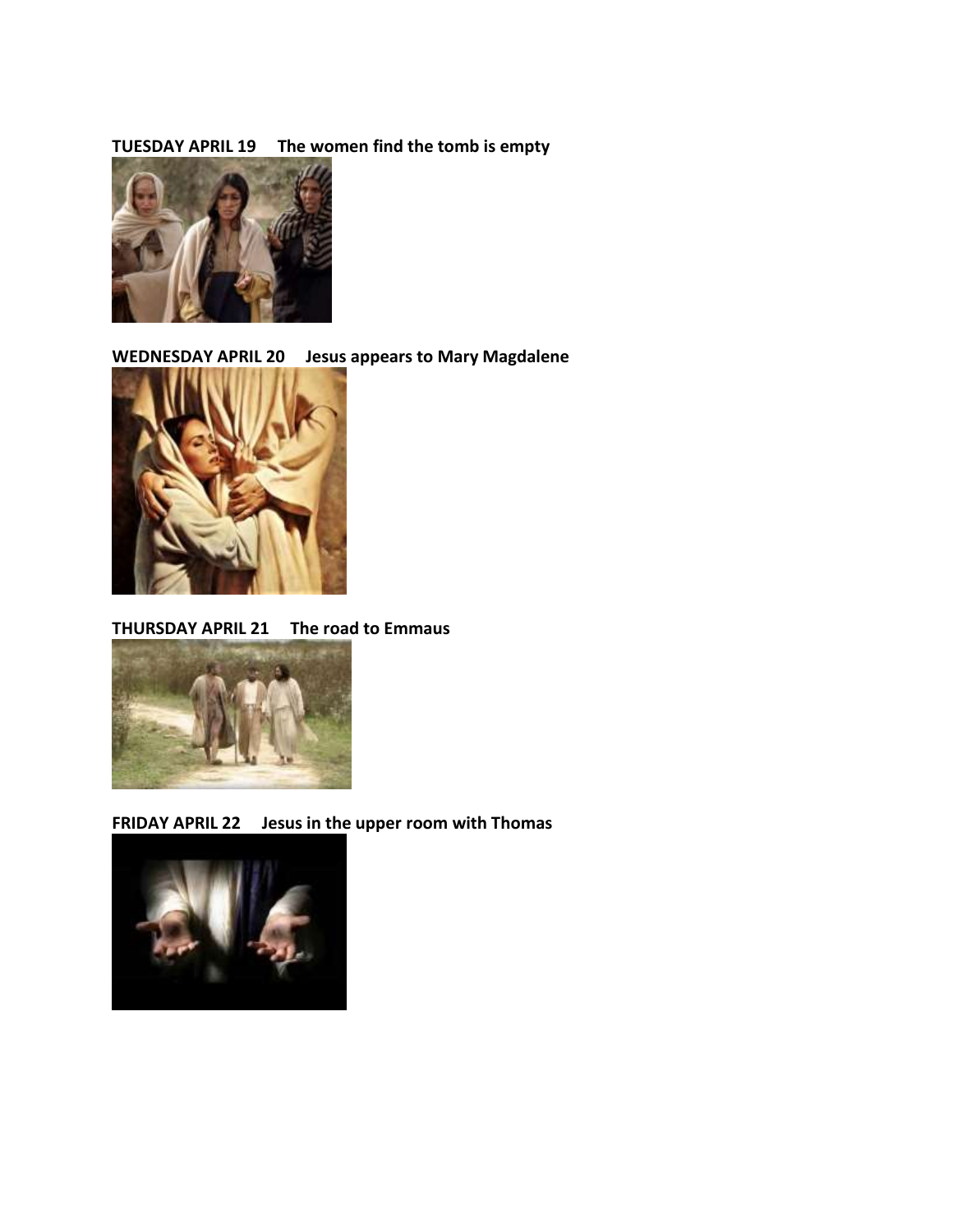**TUESDAY APRIL 19 The women find the tomb is empty**

**WEDNESDAY APRIL 20 Jesus appears to Mary Magdalene**

**THURSDAY APRIL 21 The road to Emmaus**

**FRIDAY APRIL 22 Jesus in the upper room with Thomas**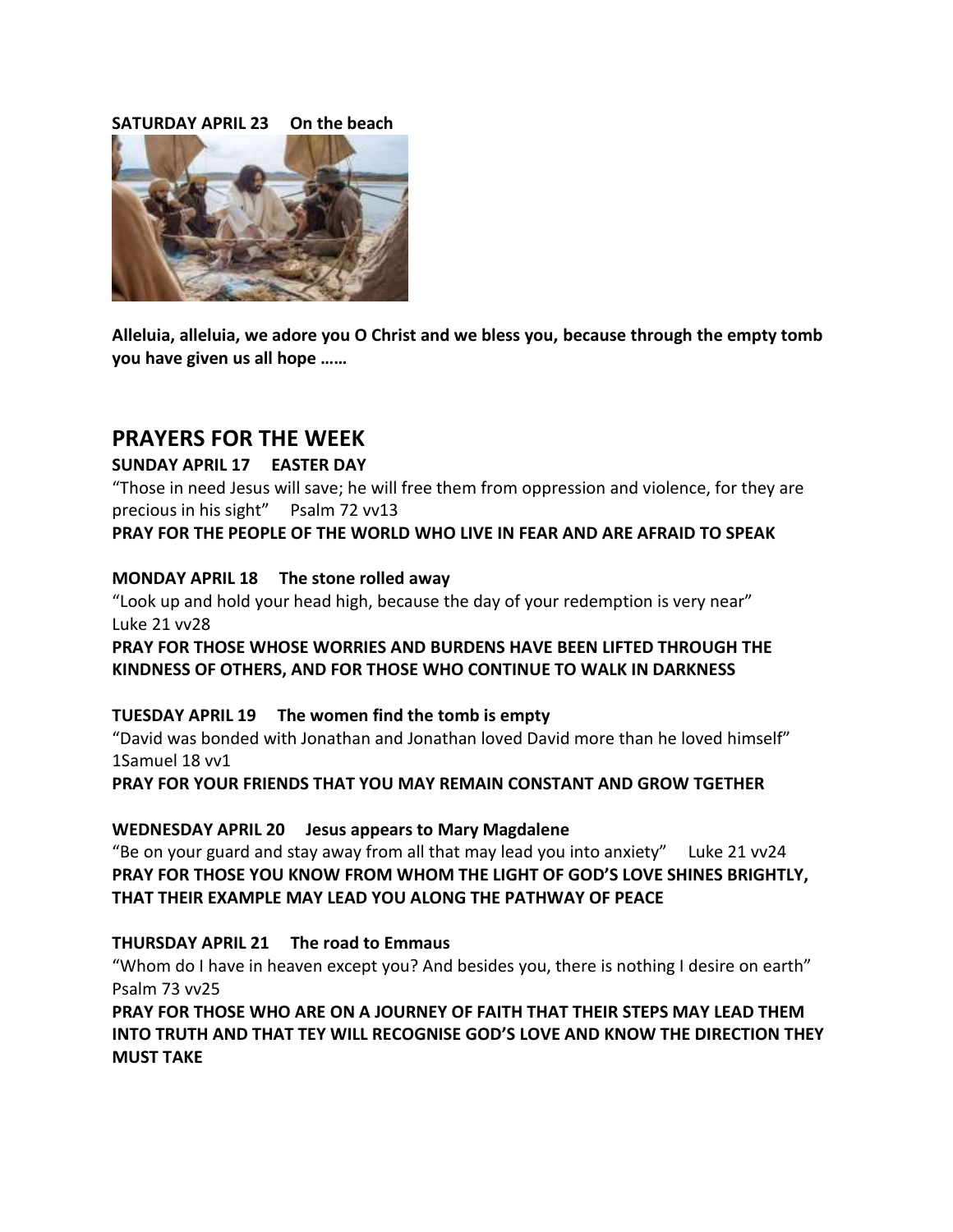**SATURDAY APRIL 23 On the beach**

**Alleluia, alleluia, we adore you O Christ and we bless you, because through the empty tomb you have given us all hope ……**

## PRAYERS FOR THE WEEK

**SUNDAY APRIL 17 EASTER DAY**

"Those in need Jesus will save; he will free them from oppression and violence, for they are precious in his sight" Psalm 72 vv13

**PRAY FOR THE PEOPLE OF THE WORLD WHO LIVE IN FEAR AND ARE AFRAID TO SPEAK**

**MONDAY APRIL 18 The stone rolled away**

"Look up and hold your head high, because the day of your redemption is very near" Luke 21 vv28

**PRAY FOR THOSE WHOSE WORRIES AND BURDENS HAVE BEEN LIFTED THROUGH THE KINDNESS OF OTHERS, AND FOR THOSE WHO CONTINUE TO WALK IN DARKNESS**

**TUESDAY APRIL 19 The women find the tomb is empty**

"David was bonded with Jonathan and Jonathan loved David more than he loved himself" 1Samuel 18 vv1

**PRAY FOR YOUR FRIENDS THAT YOU MAY REMAIN CONSTANT AND GROW TGETHER**

**WEDNESDAY APRIL 20 Jesus appears to Mary Magdalene**

"Be on your guard and stay away from all that may lead you into anxiety" Luke 21 vv24

**PRAY FOR THOSE YOU KNOW FROM WHOM THE LIGHT OF GOD'S LOVE SHINES BRIGHTLY, THAT THEIR EXAMPLE MAY LEAD YOU ALONG THE PATHWAY OF PEACE**

**THURSDAY APRIL 21 The road to Emmaus**

"Whom do I have in heaven except you? And besides you, there is nothing I desire on earth" Psalm 73 vv25

**PRAY FOR THOSE WHO ARE ON A JOURNEY OF FAITH THAT THEIR STEPS MAY LEAD THEM INTO TRUTH AND THAT TEY WILL RECOGNISE GOD'S LOVE AND KNOW THE DIRECTION THEY MUST TAKE**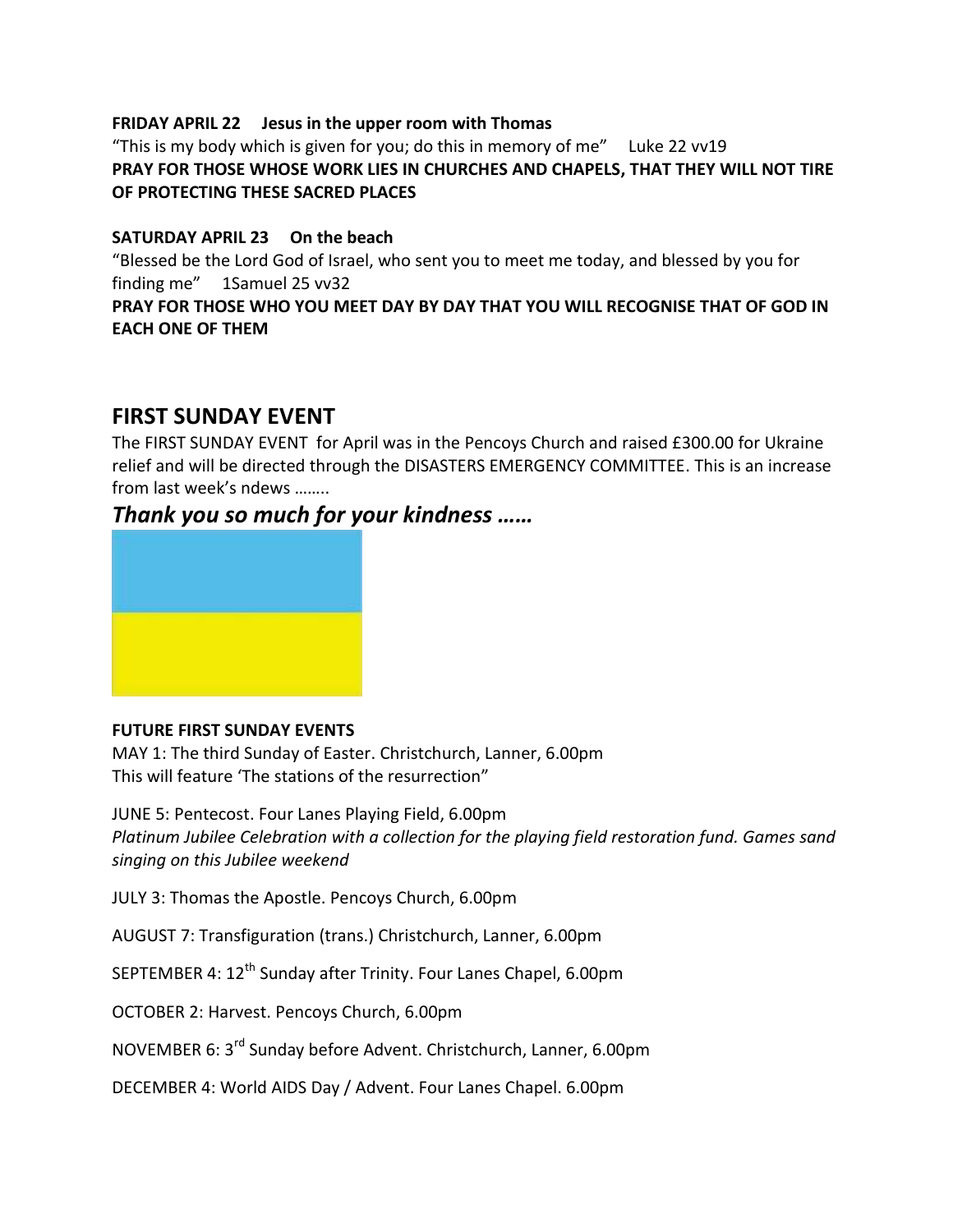**FRIDAY APRIL 22 Jesus in the upper room with Thomas**

"This is my body which is given for you; do this in memory of me" Luke 22 vv19

**PRAY FOR THOSE WHOSE WORK LIES IN CHURCHES AND CHAPELS, THAT THEY WILL NOT TIRE OF PROTECTING THESE SACRED PLACES**

**SATURDAY APRIL 23 On the beach**

"Blessed be the Lord God of Israel, who sent you to meet me today, and blessed by you for finding me" 1Samuel 25 vv32

**PRAY FOR THOSE WHO YOU MEET DAY BY DAY THAT YOU WILL RECOGNISE THAT OF GOD IN EACH ONE OF THEM**

## FIRST SUNDAY EVENT

The FIRST SUNDAY EVENT for April was in the Pencoys Church and raised £300.00 for Ukraine relief and will be directed through the DISASTERS EMERGENCY COMMITTEE. This is an increase from last week's ndews ……..

### *Thank you so much for your kindness ……*

**FUTURE FIRST SUNDAY EVENTS**

MAY 1: The third Sunday of Easter. Christchurch, Lanner, 6.00pm
This will feature 'The stations of the resurrection"

JUNE 5: Pentecost. Four Lanes Playing Field, 6.00pm
*Platinum Jubilee Celebration with a collection for the playing field restoration fund. Games sand singing on this Jubilee weekend*

JULY 3: Thomas the Apostle. Pencoys Church, 6.00pm

AUGUST 7: Transfiguration (trans.) Christchurch, Lanner, 6.00pm

SEPTEMBER 4: 12th Sunday after Trinity. Four Lanes Chapel, 6.00pm

OCTOBER 2: Harvest. Pencoys Church, 6.00pm

NOVEMBER 6: 3rd Sunday before Advent. Christchurch, Lanner, 6.00pm

DECEMBER 4: World AIDS Day / Advent. Four Lanes Chapel. 6.00pm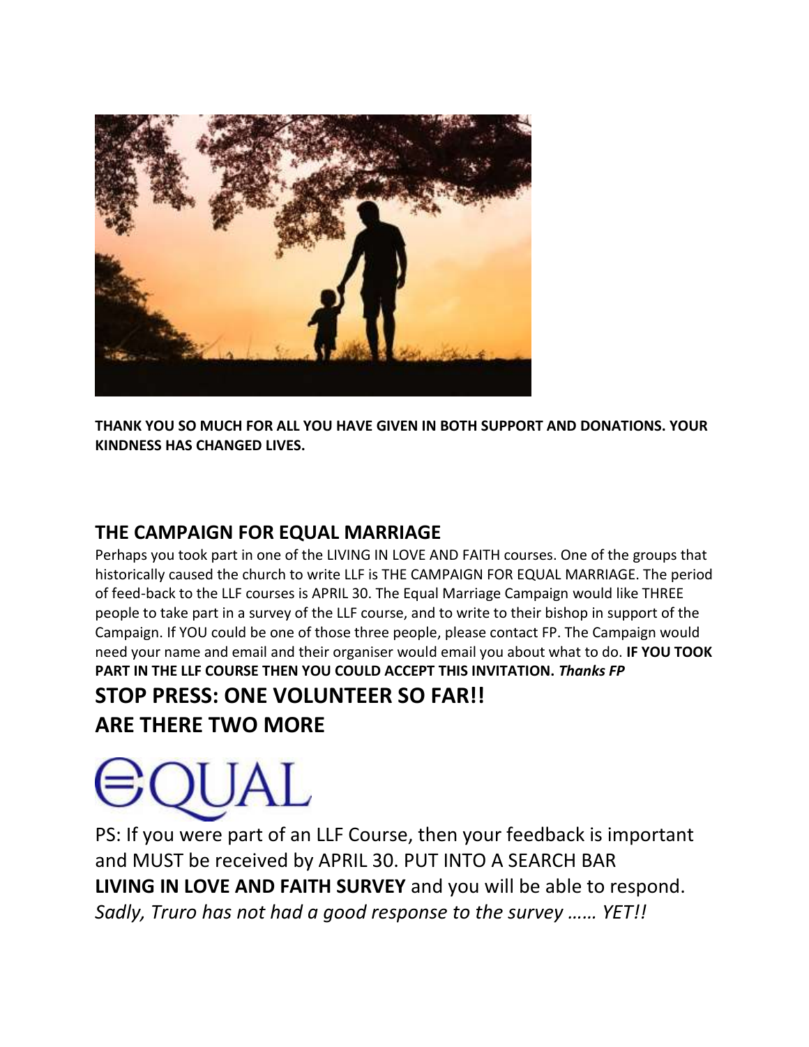**THANK YOU SO MUCH FOR ALL YOU HAVE GIVEN IN BOTH SUPPORT AND DONATIONS. YOUR KINDNESS HAS CHANGED LIVES.**

## THE CAMPAIGN FOR EQUAL MARRIAGE

Perhaps you took part in one of the LIVING IN LOVE AND FAITH courses. One of the groups that historically caused the church to write LLF is THE CAMPAIGN FOR EQUAL MARRIAGE. The period of feed-back to the LLF courses is APRIL 30. The Equal Marriage Campaign would like THREE people to take part in a survey of the LLF course, and to write to their bishop in support of the Campaign. If YOU could be one of those three people, please contact FP. The Campaign would need your name and email and their organiser would email you about what to do. **IF YOU TOOK PART IN THE LLF COURSE THEN YOU COULD ACCEPT THIS INVITATION.** ***Thanks FP***

## STOP PRESS: ONE VOLUNTEER SO FAR!!

## ARE THERE TWO MORE

EQUAL

PS: If you were part of an LLF Course, then your feedback is important and MUST be received by APRIL 30. PUT INTO A SEARCH BAR **LIVING IN LOVE AND FAITH SURVEY** and you will be able to respond. *Sadly, Truro has not had a good response to the survey …… YET!!*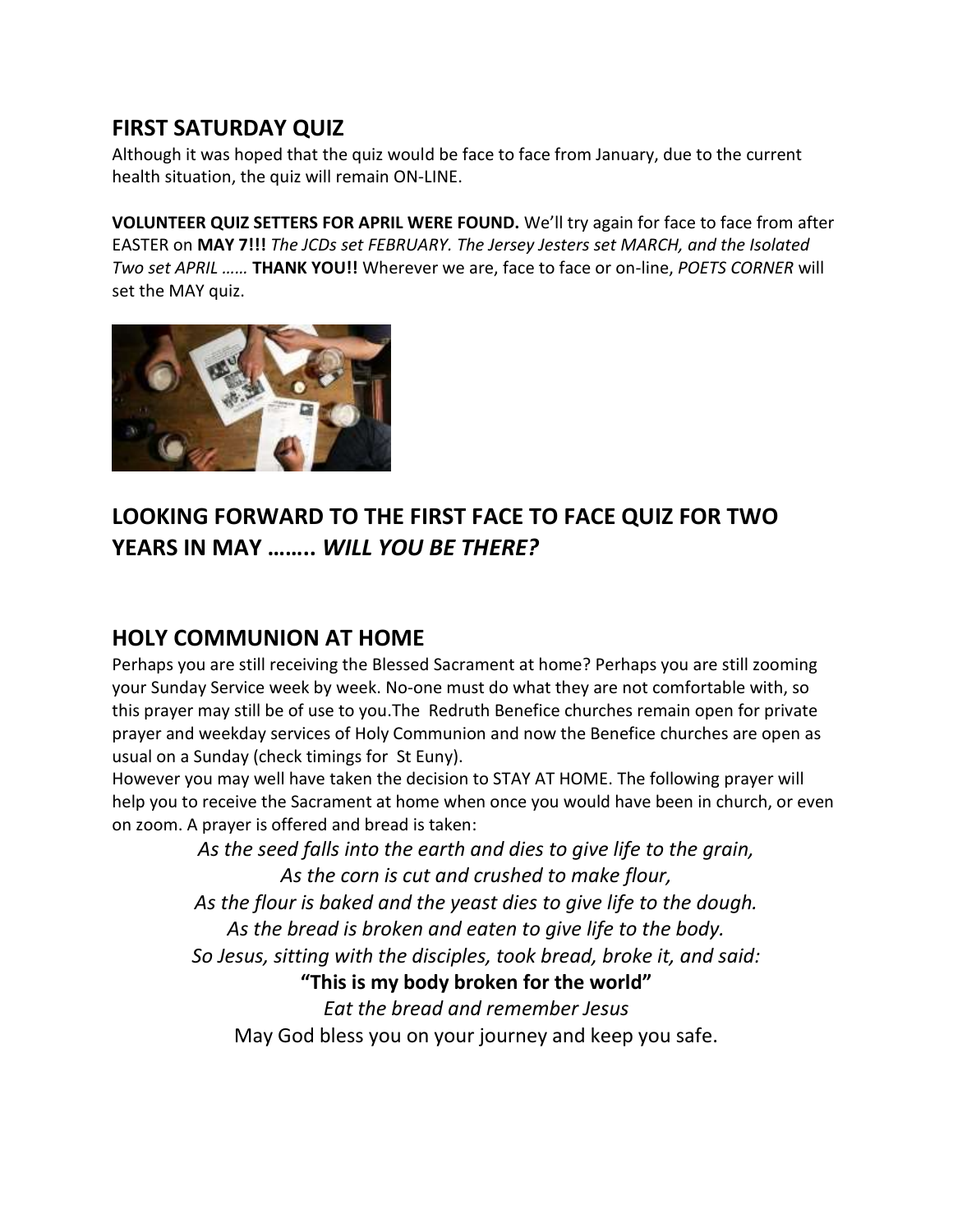## FIRST SATURDAY QUIZ

Although it was hoped that the quiz would be face to face from January, due to the current health situation, the quiz will remain ON-LINE.

**VOLUNTEER QUIZ SETTERS FOR APRIL WERE FOUND.** We'll try again for face to face from after EASTER on **MAY 7!!!** *The JCDs set FEBRUARY. The Jersey Jesters set MARCH, and the Isolated Two set APRIL ……* **THANK YOU!!** Wherever we are, face to face or on-line, *POETS CORNER* will set the MAY quiz.

## LOOKING FORWARD TO THE FIRST FACE TO FACE QUIZ FOR TWO YEARS IN MAY …….. *WILL YOU BE THERE?*

## HOLY COMMUNION AT HOME

Perhaps you are still receiving the Blessed Sacrament at home? Perhaps you are still zooming your Sunday Service week by week. No-one must do what they are not comfortable with, so this prayer may still be of use to you.The Redruth Benefice churches remain open for private prayer and weekday services of Holy Communion and now the Benefice churches are open as usual on a Sunday (check timings for St Euny).

However you may well have taken the decision to STAY AT HOME. The following prayer will help you to receive the Sacrament at home when once you would have been in church, or even on zoom. A prayer is offered and bread is taken:

*As the seed falls into the earth and dies to give life to the grain,*
*As the corn is cut and crushed to make flour,*
*As the flour is baked and the yeast dies to give life to the dough.*
*As the bread is broken and eaten to give life to the body.*
*So Jesus, sitting with the disciples, took bread, broke it, and said:*

**"This is my body broken for the world"**

*Eat the bread and remember Jesus*

May God bless you on your journey and keep you safe.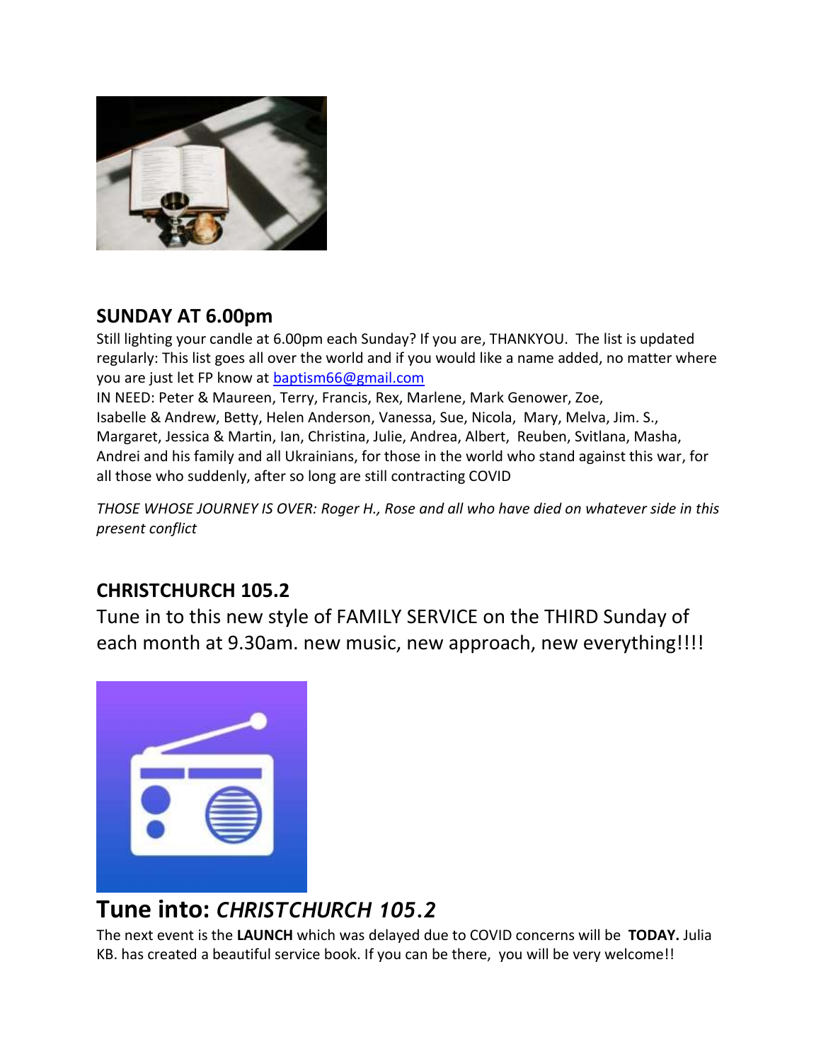## SUNDAY AT 6.00pm

Still lighting your candle at 6.00pm each Sunday? If you are, THANKYOU. The list is updated regularly: This list goes all over the world and if you would like a name added, no matter where you are just let FP know at baptism66@gmail.com

IN NEED: Peter & Maureen, Terry, Francis, Rex, Marlene, Mark Genower, Zoe, Isabelle & Andrew, Betty, Helen Anderson, Vanessa, Sue, Nicola, Mary, Melva, Jim. S., Margaret, Jessica & Martin, Ian, Christina, Julie, Andrea, Albert, Reuben, Svitlana, Masha, Andrei and his family and all Ukrainians, for those in the world who stand against this war, for all those who suddenly, after so long are still contracting COVID

*THOSE WHOSE JOURNEY IS OVER: Roger H., Rose and all who have died on whatever side in this present conflict*

## CHRISTCHURCH 105.2

Tune in to this new style of FAMILY SERVICE on the THIRD Sunday of each month at 9.30am. new music, new approach, new everything!!!!

# Tune into: *CHRISTCHURCH 105.2*

The next event is the **LAUNCH** which was delayed due to COVID concerns will be **TODAY.** Julia KB. has created a beautiful service book. If you can be there, you will be very welcome!!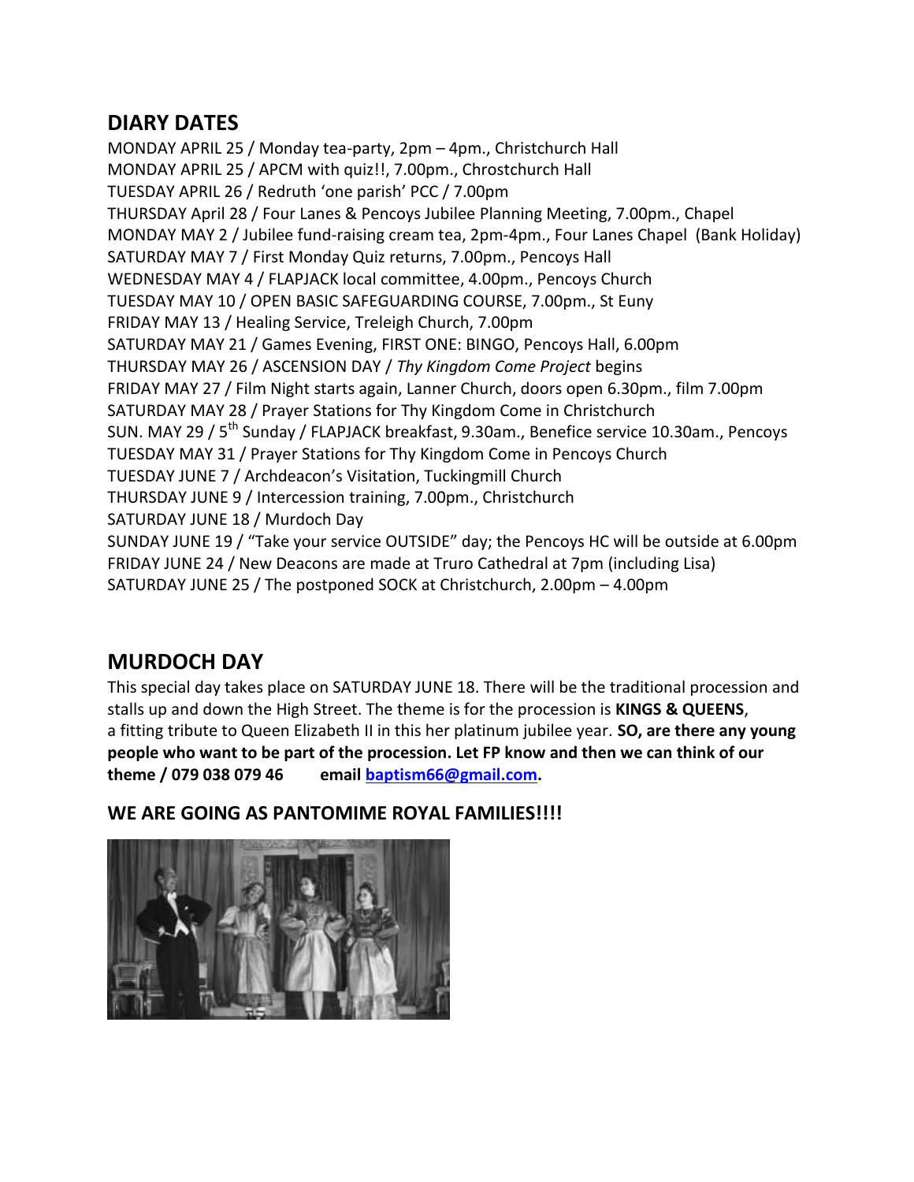## DIARY DATES

MONDAY APRIL 25 / Monday tea-party, 2pm – 4pm., Christchurch Hall
MONDAY APRIL 25 / APCM with quiz!!, 7.00pm., Chrostchurch Hall
TUESDAY APRIL 26 / Redruth 'one parish' PCC / 7.00pm
THURSDAY April 28 / Four Lanes & Pencoys Jubilee Planning Meeting, 7.00pm., Chapel
MONDAY MAY 2 / Jubilee fund-raising cream tea, 2pm-4pm., Four Lanes Chapel (Bank Holiday)
SATURDAY MAY 7 / First Monday Quiz returns, 7.00pm., Pencoys Hall
WEDNESDAY MAY 4 / FLAPJACK local committee, 4.00pm., Pencoys Church
TUESDAY MAY 10 / OPEN BASIC SAFEGUARDING COURSE, 7.00pm., St Euny
FRIDAY MAY 13 / Healing Service, Treleigh Church, 7.00pm
SATURDAY MAY 21 / Games Evening, FIRST ONE: BINGO, Pencoys Hall, 6.00pm
THURSDAY MAY 26 / ASCENSION DAY / *Thy Kingdom Come Project* begins
FRIDAY MAY 27 / Film Night starts again, Lanner Church, doors open 6.30pm., film 7.00pm
SATURDAY MAY 28 / Prayer Stations for Thy Kingdom Come in Christchurch
SUN. MAY 29 / 5th Sunday / FLAPJACK breakfast, 9.30am., Benefice service 10.30am., Pencoys
TUESDAY MAY 31 / Prayer Stations for Thy Kingdom Come in Pencoys Church
TUESDAY JUNE 7 / Archdeacon's Visitation, Tuckingmill Church
THURSDAY JUNE 9 / Intercession training, 7.00pm., Christchurch
SATURDAY JUNE 18 / Murdoch Day
SUNDAY JUNE 19 / "Take your service OUTSIDE" day; the Pencoys HC will be outside at 6.00pm
FRIDAY JUNE 24 / New Deacons are made at Truro Cathedral at 7pm (including Lisa)
SATURDAY JUNE 25 / The postponed SOCK at Christchurch, 2.00pm – 4.00pm

## MURDOCH DAY

This special day takes place on SATURDAY JUNE 18. There will be the traditional procession and stalls up and down the High Street. The theme is for the procession is **KINGS & QUEENS**, a fitting tribute to Queen Elizabeth II in this her platinum jubilee year. **SO, are there any young people who want to be part of the procession. Let FP know and then we can think of our theme / 079 038 079 46 email baptism66@gmail.com.**

### WE ARE GOING AS PANTOMIME ROYAL FAMILIES!!!!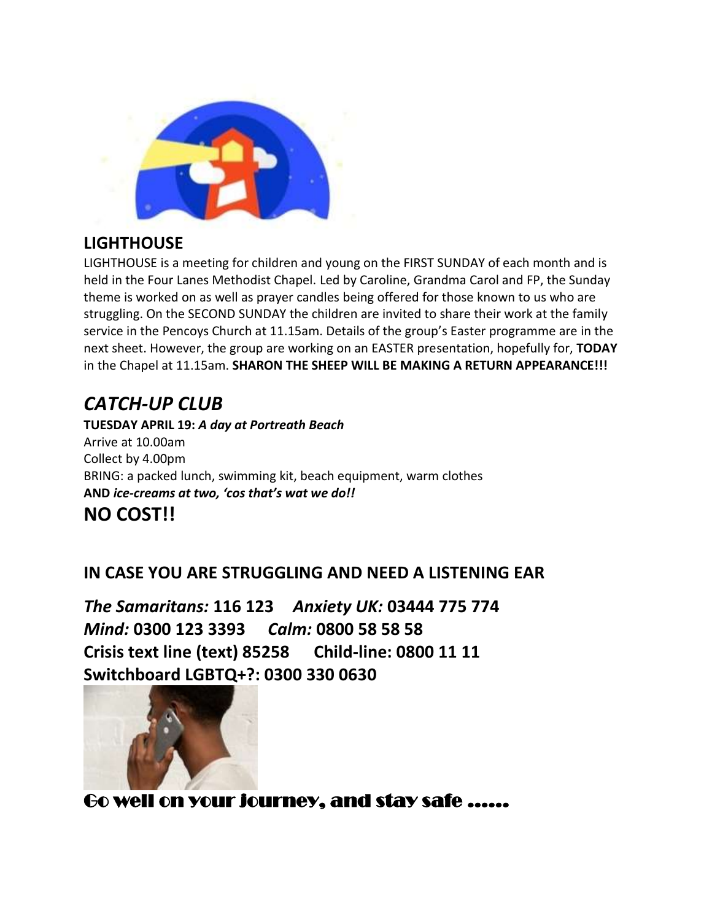## LIGHTHOUSE

LIGHTHOUSE is a meeting for children and young on the FIRST SUNDAY of each month and is held in the Four Lanes Methodist Chapel. Led by Caroline, Grandma Carol and FP, the Sunday theme is worked on as well as prayer candles being offered for those known to us who are struggling. On the SECOND SUNDAY the children are invited to share their work at the family service in the Pencoys Church at 11.15am. Details of the group's Easter programme are in the next sheet. However, the group are working on an EASTER presentation, hopefully for, **TODAY** in the Chapel at 11.15am. **SHARON THE SHEEP WILL BE MAKING A RETURN APPEARANCE!!!**

## *CATCH-UP CLUB*

**TUESDAY APRIL 19:** ***A day at Portreath Beach***
Arrive at 10.00am
Collect by 4.00pm
BRING: a packed lunch, swimming kit, beach equipment, warm clothes
**AND** ***ice-creams at two, 'cos that's wat we do!!***

## NO COST!!

### IN CASE YOU ARE STRUGGLING AND NEED A LISTENING EAR

***The Samaritans:*** **116 123** ***Anxiety UK:*** **03444 775 774**
***Mind:*** **0300 123 3393** ***Calm:*** **0800 58 58 58**
**Crisis text line (text) 85258 Child-line: 0800 11 11**
**Switchboard LGBTQ+?: 0300 330 0630**

**Go well on your journey, and stay safe ……**